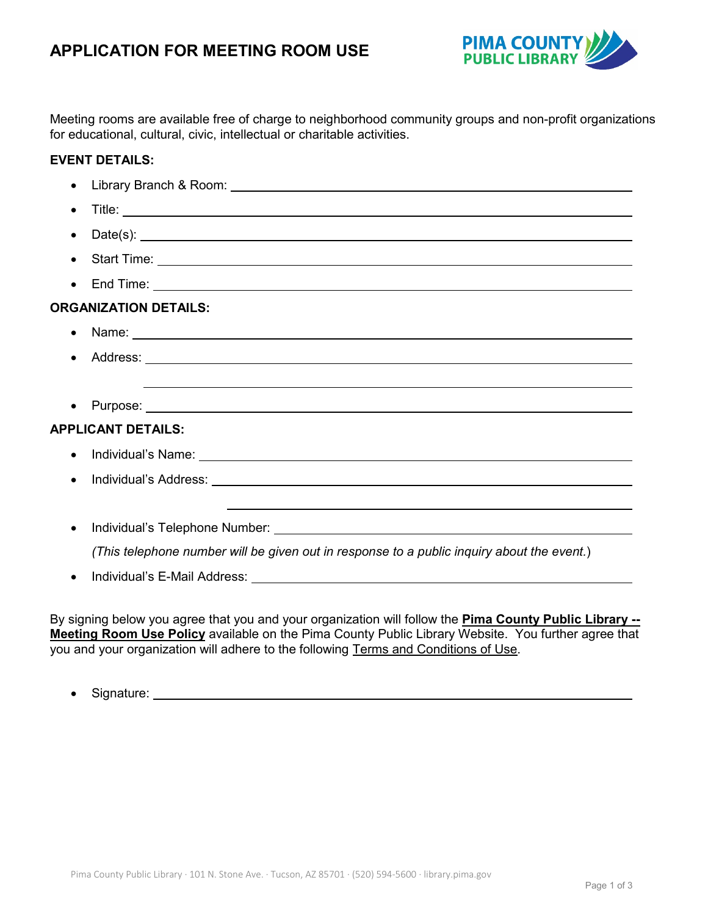# APPLICATION FOR MEETING ROOM USE

PIMA COUNTY PUBLIC LIBRARY

Meeting rooms are available free of charge to neighborhood community groups and non-profit organizations for educational, cultural, civic, intellectual or charitable activities.

**EVENT DETAILS:**

- Library Branch & Room: ______________________________
- Title: ______________________________
- Date(s): ______________________________
- Start Time: ______________________________
- End Time: ______________________________

**ORGANIZATION DETAILS:**

- Name: ______________________________
- Address: ______________________________

  ______________________________
- Purpose: ______________________________

**APPLICANT DETAILS:**

- Individual's Name: ______________________________
- Individual's Address: ______________________________

  ______________________________
- Individual's Telephone Number: ______________________________

  *(This telephone number will be given out in response to a public inquiry about the event.)*
- Individual's E-Mail Address: ______________________________

By signing below you agree that you and your organization will follow the **Pima County Public Library -- Meeting Room Use Policy** available on the Pima County Public Library Website. You further agree that you and your organization will adhere to the following Terms and Conditions of Use.

- Signature: ______________________________

Pima County Public Library · 101 N. Stone Ave. · Tucson, AZ 85701 · (520) 594-5600 · library.pima.gov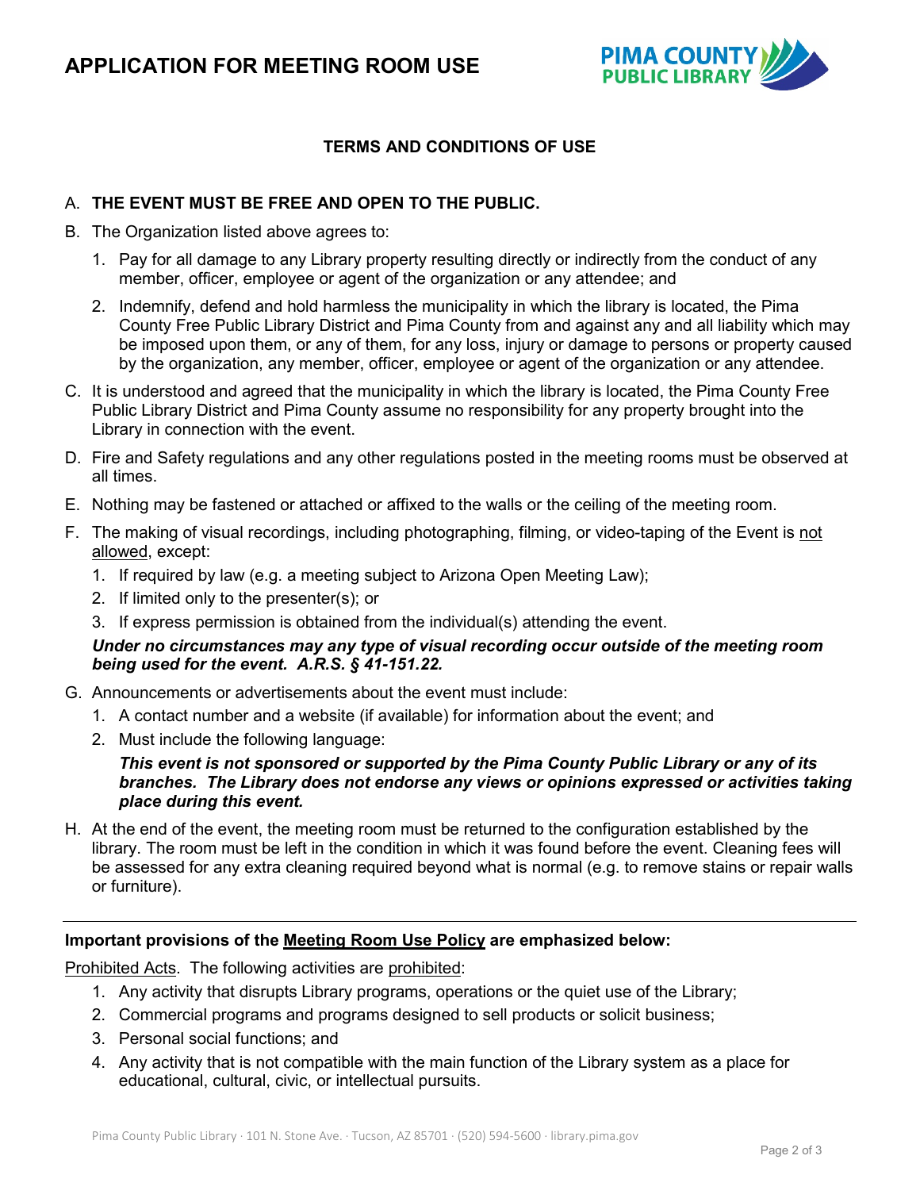# APPLICATION FOR MEETING ROOM USE

PIMA COUNTY PUBLIC LIBRARY

## TERMS AND CONDITIONS OF USE

A. **THE EVENT MUST BE FREE AND OPEN TO THE PUBLIC.**

B. The Organization listed above agrees to:

1. Pay for all damage to any Library property resulting directly or indirectly from the conduct of any member, officer, employee or agent of the organization or any attendee; and
2. Indemnify, defend and hold harmless the municipality in which the library is located, the Pima County Free Public Library District and Pima County from and against any and all liability which may be imposed upon them, or any of them, for any loss, injury or damage to persons or property caused by the organization, any member, officer, employee or agent of the organization or any attendee.

C. It is understood and agreed that the municipality in which the library is located, the Pima County Free Public Library District and Pima County assume no responsibility for any property brought into the Library in connection with the event.

D. Fire and Safety regulations and any other regulations posted in the meeting rooms must be observed at all times.

E. Nothing may be fastened or attached or affixed to the walls or the ceiling of the meeting room.

F. The making of visual recordings, including photographing, filming, or video-taping of the Event is not allowed, except:

1. If required by law (e.g. a meeting subject to Arizona Open Meeting Law);
2. If limited only to the presenter(s); or
3. If express permission is obtained from the individual(s) attending the event.

***Under no circumstances may any type of visual recording occur outside of the meeting room being used for the event. A.R.S. § 41-151.22.***

G. Announcements or advertisements about the event must include:

1. A contact number and a website (if available) for information about the event; and
2. Must include the following language:

   ***This event is not sponsored or supported by the Pima County Public Library or any of its branches. The Library does not endorse any views or opinions expressed or activities taking place during this event.***

H. At the end of the event, the meeting room must be returned to the configuration established by the library. The room must be left in the condition in which it was found before the event. Cleaning fees will be assessed for any extra cleaning required beyond what is normal (e.g. to remove stains or repair walls or furniture).

---

**Important provisions of the Meeting Room Use Policy are emphasized below:**

Prohibited Acts. The following activities are prohibited:

1. Any activity that disrupts Library programs, operations or the quiet use of the Library;
2. Commercial programs and programs designed to sell products or solicit business;
3. Personal social functions; and
4. Any activity that is not compatible with the main function of the Library system as a place for educational, cultural, civic, or intellectual pursuits.

Pima County Public Library · 101 N. Stone Ave. · Tucson, AZ 85701 · (520) 594-5600 · library.pima.gov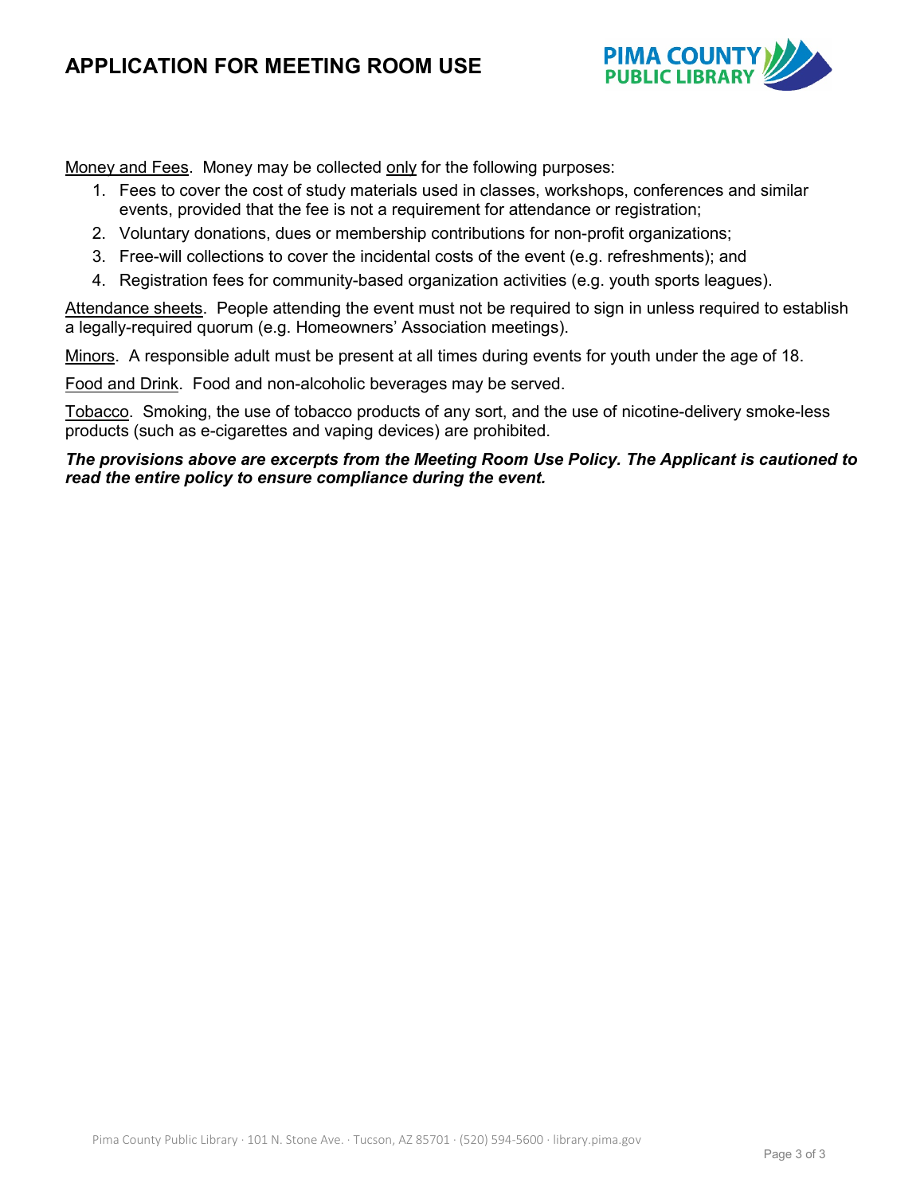# APPLICATION FOR MEETING ROOM USE

Money and Fees. Money may be collected only for the following purposes:

1. Fees to cover the cost of study materials used in classes, workshops, conferences and similar events, provided that the fee is not a requirement for attendance or registration;
2. Voluntary donations, dues or membership contributions for non-profit organizations;
3. Free-will collections to cover the incidental costs of the event (e.g. refreshments); and
4. Registration fees for community-based organization activities (e.g. youth sports leagues).

Attendance sheets. People attending the event must not be required to sign in unless required to establish a legally-required quorum (e.g. Homeowners' Association meetings).

Minors. A responsible adult must be present at all times during events for youth under the age of 18.

Food and Drink. Food and non-alcoholic beverages may be served.

Tobacco. Smoking, the use of tobacco products of any sort, and the use of nicotine-delivery smoke-less products (such as e-cigarettes and vaping devices) are prohibited.

***The provisions above are excerpts from the Meeting Room Use Policy. The Applicant is cautioned to read the entire policy to ensure compliance during the event.***